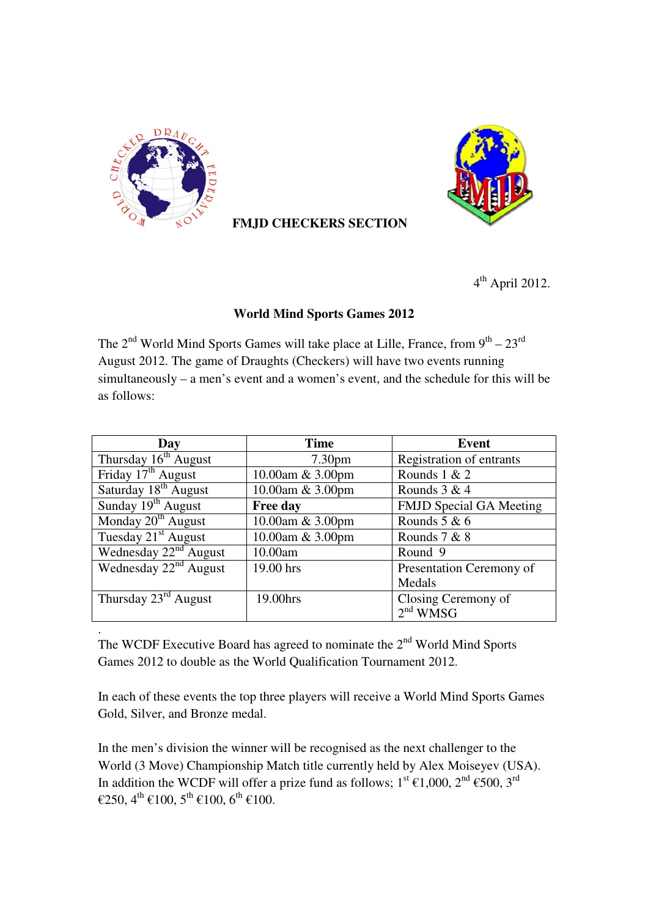**FMJD CHECKERS SECTION**

4th April 2012.

**World Mind Sports Games 2012**

The 2nd World Mind Sports Games will take place at Lille, France, from 9th – 23rd August 2012. The game of Draughts (Checkers) will have two events running simultaneously – a men's event and a women's event, and the schedule for this will be as follows:

| Day | Time | Event |
|---|---|---|
| Thursday 16th August | 7.30pm | Registration of entrants |
| Friday 17th August | 10.00am & 3.00pm | Rounds 1 & 2 |
| Saturday 18th August | 10.00am & 3.00pm | Rounds 3 & 4 |
| Sunday 19th August | **Free day** | FMJD Special GA Meeting |
| Monday 20th August | 10.00am & 3.00pm | Rounds 5 & 6 |
| Tuesday 21st August | 10.00am & 3.00pm | Rounds 7 & 8 |
| Wednesday 22nd August | 10.00am | Round 9 |
| Wednesday 22nd August | 19.00 hrs | Presentation Ceremony of Medals |
| Thursday 23rd August | 19.00hrs | Closing Ceremony of 2nd WMSG |

.

The WCDF Executive Board has agreed to nominate the 2nd World Mind Sports Games 2012 to double as the World Qualification Tournament 2012.

In each of these events the top three players will receive a World Mind Sports Games Gold, Silver, and Bronze medal.

In the men's division the winner will be recognised as the next challenger to the World (3 Move) Championship Match title currently held by Alex Moiseyev (USA). In addition the WCDF will offer a prize fund as follows; 1st €1,000, 2nd €500, 3rd €250, 4th €100, 5th €100, 6th €100.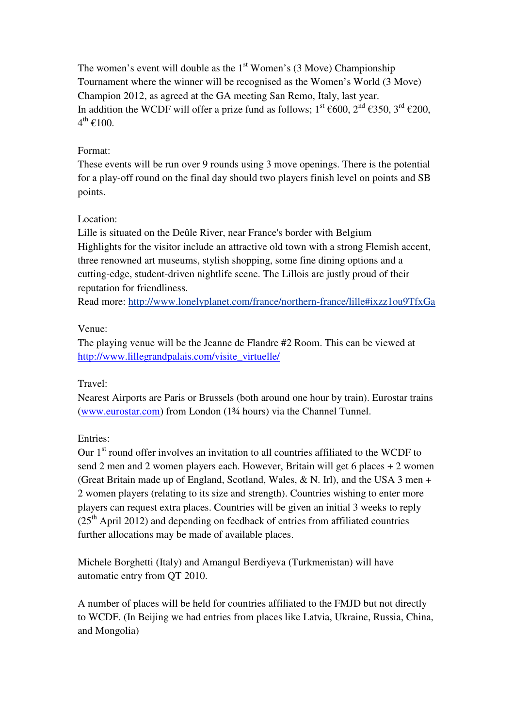The women's event will double as the 1st Women's (3 Move) Championship Tournament where the winner will be recognised as the Women's World (3 Move) Champion 2012, as agreed at the GA meeting San Remo, Italy, last year.
In addition the WCDF will offer a prize fund as follows; 1st €600, 2nd €350, 3rd €200, 4th €100.

Format:
These events will be run over 9 rounds using 3 move openings. There is the potential for a play-off round on the final day should two players finish level on points and SB points.

Location:
Lille is situated on the Deûle River, near France's border with Belgium
Highlights for the visitor include an attractive old town with a strong Flemish accent, three renowned art museums, stylish shopping, some fine dining options and a cutting-edge, student-driven nightlife scene. The Lillois are justly proud of their reputation for friendliness.
Read more: [http://www.lonelyplanet.com/france/northern-france/lille#ixzz1ou9TfxGa](http://www.lonelyplanet.com/france/northern-france/lille#ixzz1ou9TfxGa)

Venue:
The playing venue will be the Jeanne de Flandre #2 Room. This can be viewed at [http://www.lillegrandpalais.com/visite_virtuelle/](http://www.lillegrandpalais.com/visite_virtuelle/)

Travel:
Nearest Airports are Paris or Brussels (both around one hour by train). Eurostar trains ([www.eurostar.com](http://www.eurostar.com)) from London (1¾ hours) via the Channel Tunnel.

Entries:
Our 1st round offer involves an invitation to all countries affiliated to the WCDF to send 2 men and 2 women players each. However, Britain will get 6 places + 2 women (Great Britain made up of England, Scotland, Wales, & N. Irl), and the USA 3 men + 2 women players (relating to its size and strength). Countries wishing to enter more players can request extra places. Countries will be given an initial 3 weeks to reply (25th April 2012) and depending on feedback of entries from affiliated countries further allocations may be made of available places.

Michele Borghetti (Italy) and Amangul Berdiyeva (Turkmenistan) will have automatic entry from QT 2010.

A number of places will be held for countries affiliated to the FMJD but not directly to WCDF. (In Beijing we had entries from places like Latvia, Ukraine, Russia, China, and Mongolia)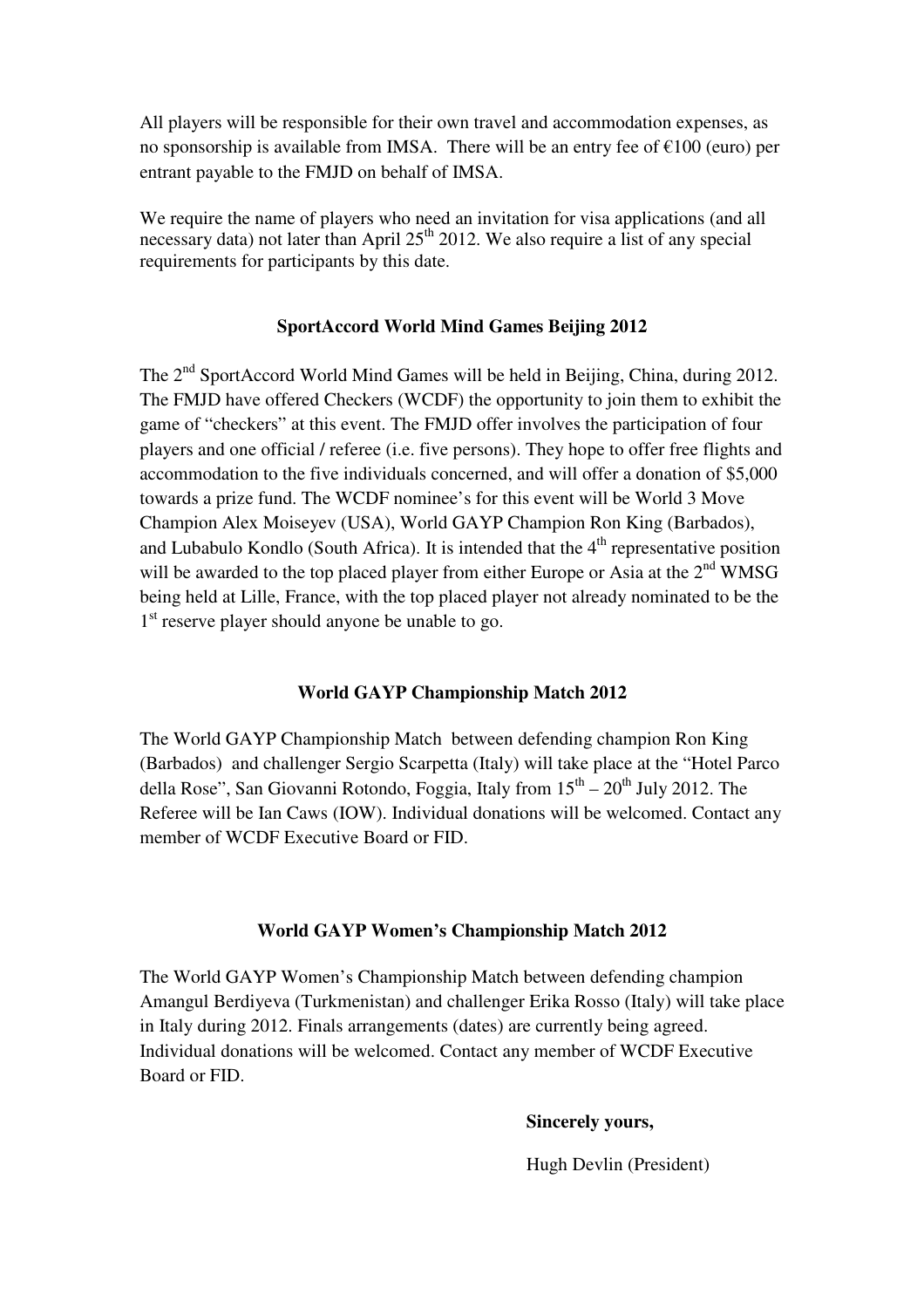All players will be responsible for their own travel and accommodation expenses, as no sponsorship is available from IMSA. There will be an entry fee of €100 (euro) per entrant payable to the FMJD on behalf of IMSA.

We require the name of players who need an invitation for visa applications (and all necessary data) not later than April 25th 2012. We also require a list of any special requirements for participants by this date.

### SportAccord World Mind Games Beijing 2012

The 2nd SportAccord World Mind Games will be held in Beijing, China, during 2012. The FMJD have offered Checkers (WCDF) the opportunity to join them to exhibit the game of "checkers" at this event. The FMJD offer involves the participation of four players and one official / referee (i.e. five persons). They hope to offer free flights and accommodation to the five individuals concerned, and will offer a donation of $5,000 towards a prize fund. The WCDF nominee's for this event will be World 3 Move Champion Alex Moiseyev (USA), World GAYP Champion Ron King (Barbados), and Lubabulo Kondlo (South Africa). It is intended that the 4th representative position will be awarded to the top placed player from either Europe or Asia at the 2nd WMSG being held at Lille, France, with the top placed player not already nominated to be the 1st reserve player should anyone be unable to go.

### World GAYP Championship Match 2012

The World GAYP Championship Match between defending champion Ron King (Barbados) and challenger Sergio Scarpetta (Italy) will take place at the "Hotel Parco della Rose", San Giovanni Rotondo, Foggia, Italy from 15th – 20th July 2012. The Referee will be Ian Caws (IOW). Individual donations will be welcomed. Contact any member of WCDF Executive Board or FID.

### World GAYP Women's Championship Match 2012

The World GAYP Women's Championship Match between defending champion Amangul Berdiyeva (Turkmenistan) and challenger Erika Rosso (Italy) will take place in Italy during 2012. Finals arrangements (dates) are currently being agreed. Individual donations will be welcomed. Contact any member of WCDF Executive Board or FID.

**Sincerely yours,**

Hugh Devlin (President)